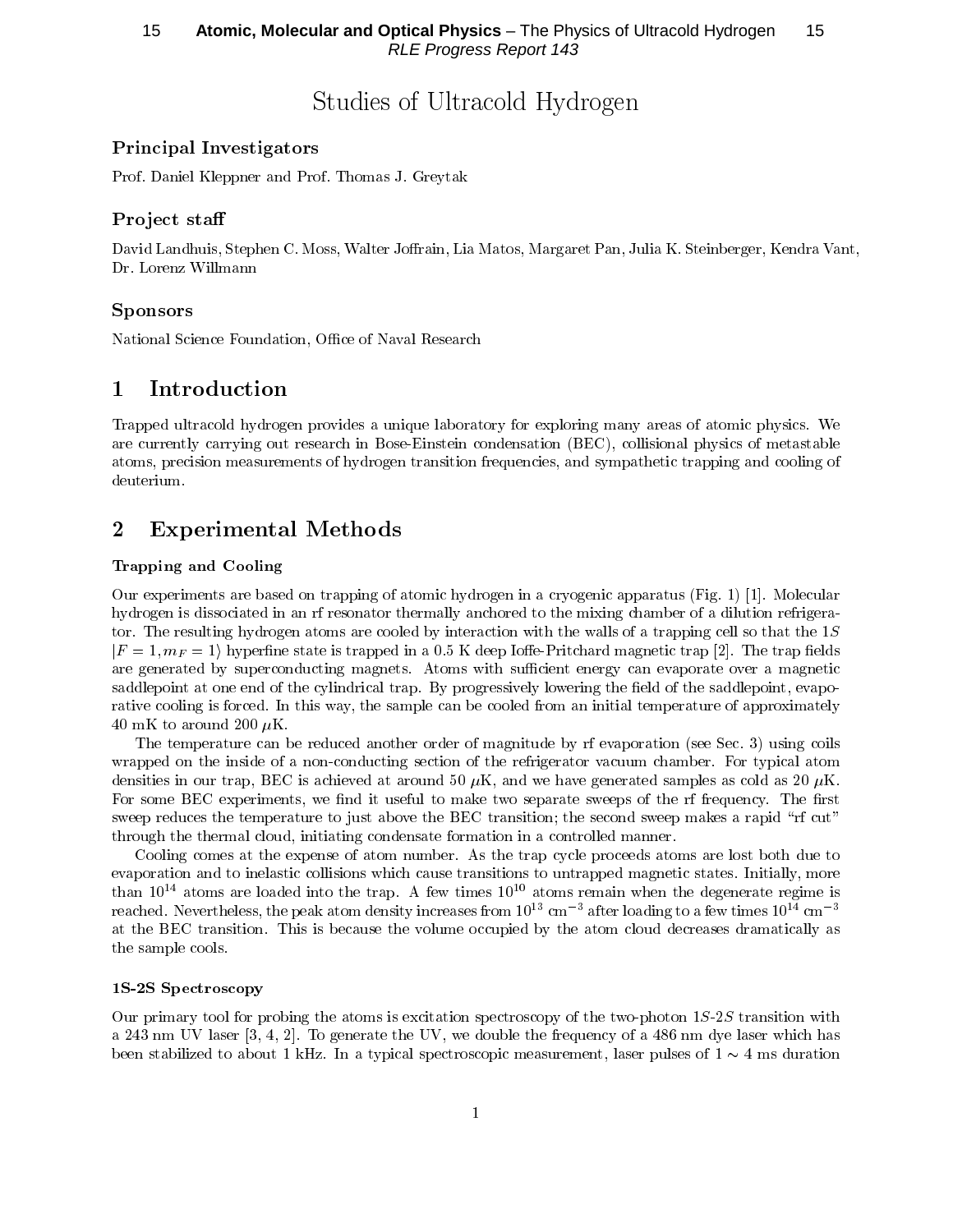# Studies of Ultracold Hydrogen

### Principal Investigators

Prof. Daniel Kleppner and Prof. Thomas J. Greytak

### Project staff

David Landhuis, Stephen C. Moss, Walter Joffrain, Lia Matos, Margaret Pan, Julia K. Steinberger, Kendra Vant, Dr. Lorenz Willmann

### Sponsors

National Science Foundation, Office of Naval Research

## 1 Introduction

Trapped ultracold hydrogen provides a unique laboratory for exploring many areas of atomic physics. We are currently carrying out research in Bose-Einstein condensation (BEC), collisional physics of metastable atoms, precision measurements of hydrogen transition frequencies, and sympathetic trapping and cooling of deuterium.

## 2 Experimental Methods

#### Trapping and Cooling

Our experiments are based on trapping of atomic hydrogen in a cryogenic apparatus (Fig. 1) [1]. Molecular hydrogen is dissociated in an rf resonator thermally anchored to the mixing chamber of a dilution refrigerator. The resulting hydrogen atoms are cooled by interaction with the walls of a trapping cell so that the $1S$ $|F = 1, m_F = 1\rangle$ hyperfine state is trapped in a 0.5 K deep Ioffe-Pritchard magnetic trap [2]. The trap fields are generated by superconducting magnets. Atoms with sufficient energy can evaporate over a magnetic saddlepoint at one end of the cylindrical trap. By progressively lowering the field of the saddlepoint, evaporative cooling is forced. In this way, the sample can be cooled from an initial temperature of approximately 40 mK to around 200 $\mu$K.

The temperature can be reduced another order of magnitude by rf evaporation (see Sec. 3) using coils wrapped on the inside of a non-conducting section of the refrigerator vacuum chamber. For typical atom densities in our trap, BEC is achieved at around 50 $\mu$K, and we have generated samples as cold as 20 $\mu$K. For some BEC experiments, we find it useful to make two separate sweeps of the rf frequency. The first sweep reduces the temperature to just above the BEC transition; the second sweep makes a rapid "rf cut" through the thermal cloud, initiating condensate formation in a controlled manner.

Cooling comes at the expense of atom number. As the trap cycle proceeds atoms are lost both due to evaporation and to inelastic collisions which cause transitions to untrapped magnetic states. Initially, more than $10^{14}$ atoms are loaded into the trap. A few times $10^{10}$ atoms remain when the degenerate regime is reached. Nevertheless, the peak atom density increases from $10^{13}$ cm$^{-3}$ after loading to a few times $10^{14}$ cm$^{-3}$ at the BEC transition. This is because the volume occupied by the atom cloud decreases dramatically as the sample cools.

#### 1S-2S Spectroscopy

Our primary tool for probing the atoms is excitation spectroscopy of the two-photon $1S$-$2S$ transition with a 243 nm UV laser [3, 4, 2]. To generate the UV, we double the frequency of a 486 nm dye laser which has been stabilized to about 1 kHz. In a typical spectroscopic measurement, laser pulses of $1 \sim 4$ ms duration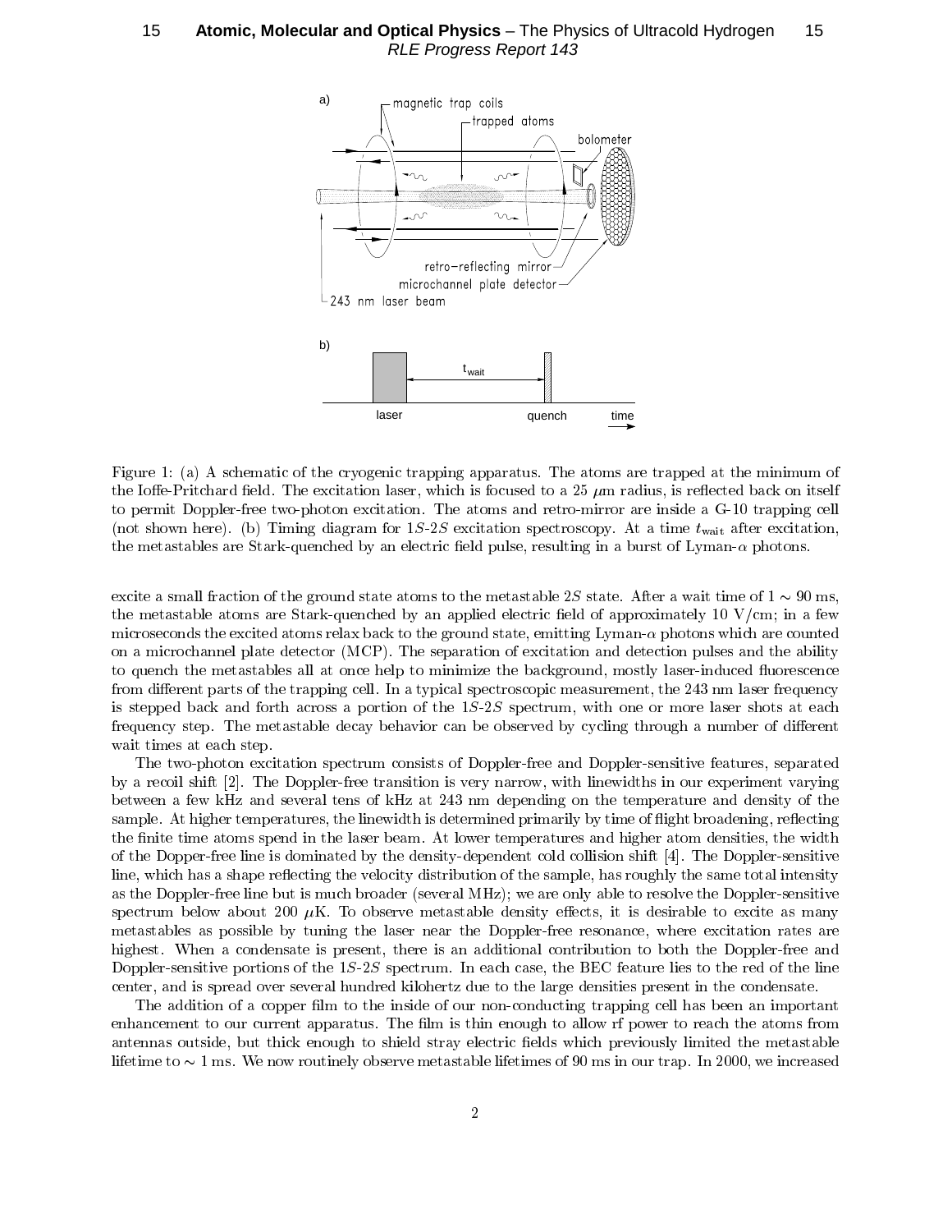Figure 1: (a) A schematic of the cryogenic trapping apparatus. The atoms are trapped at the minimum of the Ioffe-Pritchard field. The excitation laser, which is focused to a 25 $\mu$m radius, is reflected back on itself to permit Doppler-free two-photon excitation. The atoms and retro-mirror are inside a G-10 trapping cell (not shown here). (b) Timing diagram for $1S$-$2S$ excitation spectroscopy. At a time $t_{\mathrm{wait}}$ after excitation, the metastables are Stark-quenched by an electric field pulse, resulting in a burst of Lyman-$\alpha$ photons.

excite a small fraction of the ground state atoms to the metastable $2S$ state. After a wait time of $1 \sim 90$ ms, the metastable atoms are Stark-quenched by an applied electric field of approximately 10 V/cm; in a few microseconds the excited atoms relax back to the ground state, emitting Lyman-$\alpha$ photons which are counted on a microchannel plate detector (MCP). The separation of excitation and detection pulses and the ability to quench the metastables all at once help to minimize the background, mostly laser-induced fluorescence from different parts of the trapping cell. In a typical spectroscopic measurement, the 243 nm laser frequency is stepped back and forth across a portion of the $1S$-$2S$ spectrum, with one or more laser shots at each frequency step. The metastable decay behavior can be observed by cycling through a number of different wait times at each step.

The two-photon excitation spectrum consists of Doppler-free and Doppler-sensitive features, separated by a recoil shift [2]. The Doppler-free transition is very narrow, with linewidths in our experiment varying between a few kHz and several tens of kHz at 243 nm depending on the temperature and density of the sample. At higher temperatures, the linewidth is determined primarily by time of flight broadening, reflecting the finite time atoms spend in the laser beam. At lower temperatures and higher atom densities, the width of the Dopper-free line is dominated by the density-dependent cold collision shift [4]. The Doppler-sensitive line, which has a shape reflecting the velocity distribution of the sample, has roughly the same total intensity as the Doppler-free line but is much broader (several MHz); we are only able to resolve the Doppler-sensitive spectrum below about 200 $\mu$K. To observe metastable density effects, it is desirable to excite as many metastables as possible by tuning the laser near the Doppler-free resonance, where excitation rates are highest. When a condensate is present, there is an additional contribution to both the Doppler-free and Doppler-sensitive portions of the $1S$-$2S$ spectrum. In each case, the BEC feature lies to the red of the line center, and is spread over several hundred kilohertz due to the large densities present in the condensate.

The addition of a copper film to the inside of our non-conducting trapping cell has been an important enhancement to our current apparatus. The film is thin enough to allow rf power to reach the atoms from antennas outside, but thick enough to shield stray electric fields which previously limited the metastable lifetime to $\sim 1$ ms. We now routinely observe metastable lifetimes of 90 ms in our trap. In 2000, we increased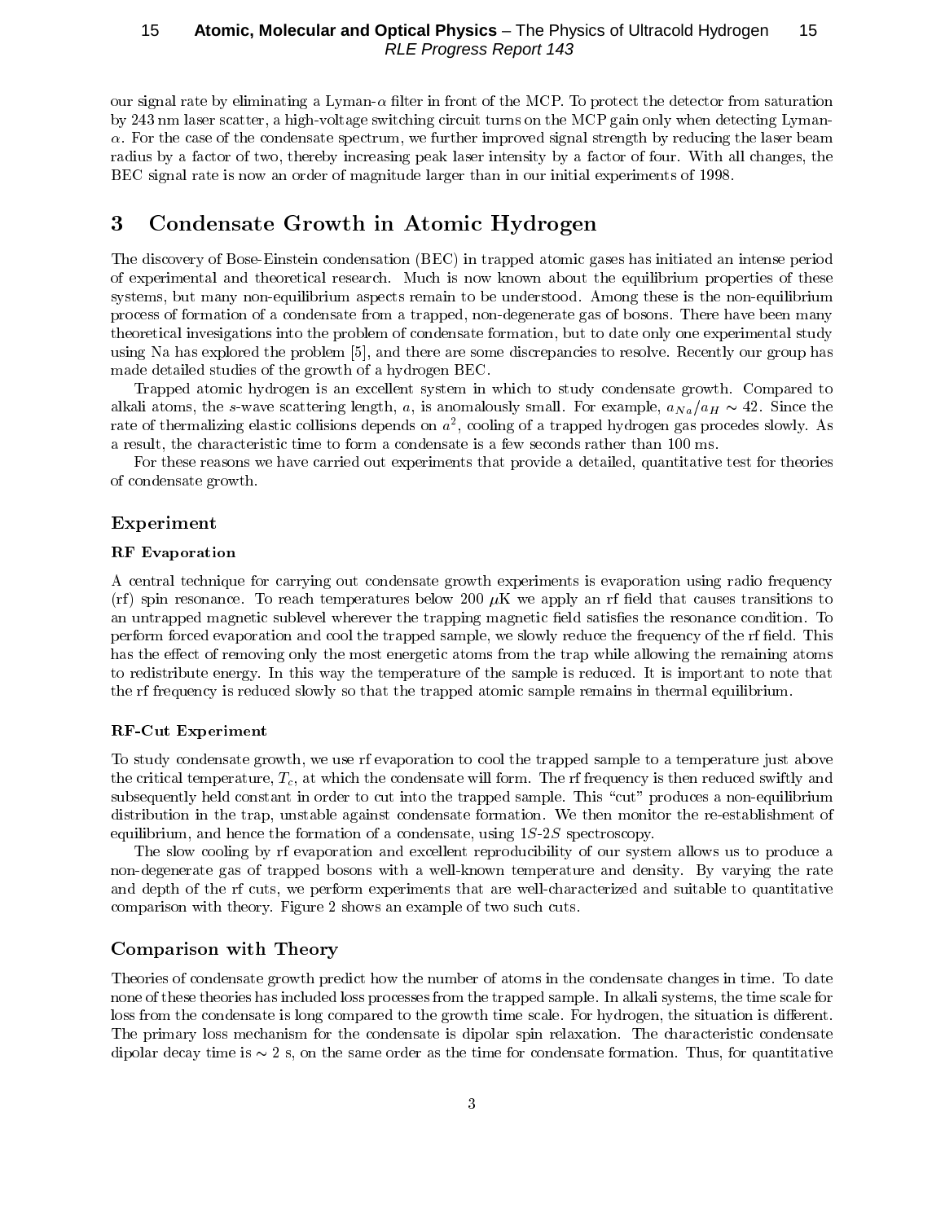our signal rate by eliminating a Lyman-$\alpha$ filter in front of the MCP. To protect the detector from saturation by 243 nm laser scatter, a high-voltage switching circuit turns on the MCP gain only when detecting Lyman-$\alpha$. For the case of the condensate spectrum, we further improved signal strength by reducing the laser beam radius by a factor of two, thereby increasing peak laser intensity by a factor of four. With all changes, the BEC signal rate is now an order of magnitude larger than in our initial experiments of 1998.

## 3 Condensate Growth in Atomic Hydrogen

The discovery of Bose-Einstein condensation (BEC) in trapped atomic gases has initiated an intense period of experimental and theoretical research. Much is now known about the equilibrium properties of these systems, but many non-equilibrium aspects remain to be understood. Among these is the non-equilibrium process of formation of a condensate from a trapped, non-degenerate gas of bosons. There have been many theoretical invesigations into the problem of condensate formation, but to date only one experimental study using Na has explored the problem [5], and there are some discrepancies to resolve. Recently our group has made detailed studies of the growth of a hydrogen BEC.

Trapped atomic hydrogen is an excellent system in which to study condensate growth. Compared to alkali atoms, the $s$-wave scattering length, $a$, is anomalously small. For example, $a_{Na}/a_H \sim 42$. Since the rate of thermalizing elastic collisions depends on $a^2$, cooling of a trapped hydrogen gas procedes slowly. As a result, the characteristic time to form a condensate is a few seconds rather than 100 ms.

For these reasons we have carried out experiments that provide a detailed, quantitative test for theories of condensate growth.

### Experiment

#### RF Evaporation

A central technique for carrying out condensate growth experiments is evaporation using radio frequency (rf) spin resonance. To reach temperatures below 200 $\mu$K we apply an rf field that causes transitions to an untrapped magnetic sublevel wherever the trapping magnetic field satisfies the resonance condition. To perform forced evaporation and cool the trapped sample, we slowly reduce the frequency of the rf field. This has the effect of removing only the most energetic atoms from the trap while allowing the remaining atoms to redistribute energy. In this way the temperature of the sample is reduced. It is important to note that the rf frequency is reduced slowly so that the trapped atomic sample remains in thermal equilibrium.

#### RF-Cut Experiment

To study condensate growth, we use rf evaporation to cool the trapped sample to a temperature just above the critical temperature, $T_c$, at which the condensate will form. The rf frequency is then reduced swiftly and subsequently held constant in order to cut into the trapped sample. This "cut" produces a non-equilibrium distribution in the trap, unstable against condensate formation. We then monitor the re-establishment of equilibrium, and hence the formation of a condensate, using $1S$-$2S$ spectroscopy.

The slow cooling by rf evaporation and excellent reproducibility of our system allows us to produce a non-degenerate gas of trapped bosons with a well-known temperature and density. By varying the rate and depth of the rf cuts, we perform experiments that are well-characterized and suitable to quantitative comparison with theory. Figure 2 shows an example of two such cuts.

### Comparison with Theory

Theories of condensate growth predict how the number of atoms in the condensate changes in time. To date none of these theories has included loss processes from the trapped sample. In alkali systems, the time scale for loss from the condensate is long compared to the growth time scale. For hydrogen, the situation is different. The primary loss mechanism for the condensate is dipolar spin relaxation. The characteristic condensate dipolar decay time is $\sim 2$ s, on the same order as the time for condensate formation. Thus, for quantitative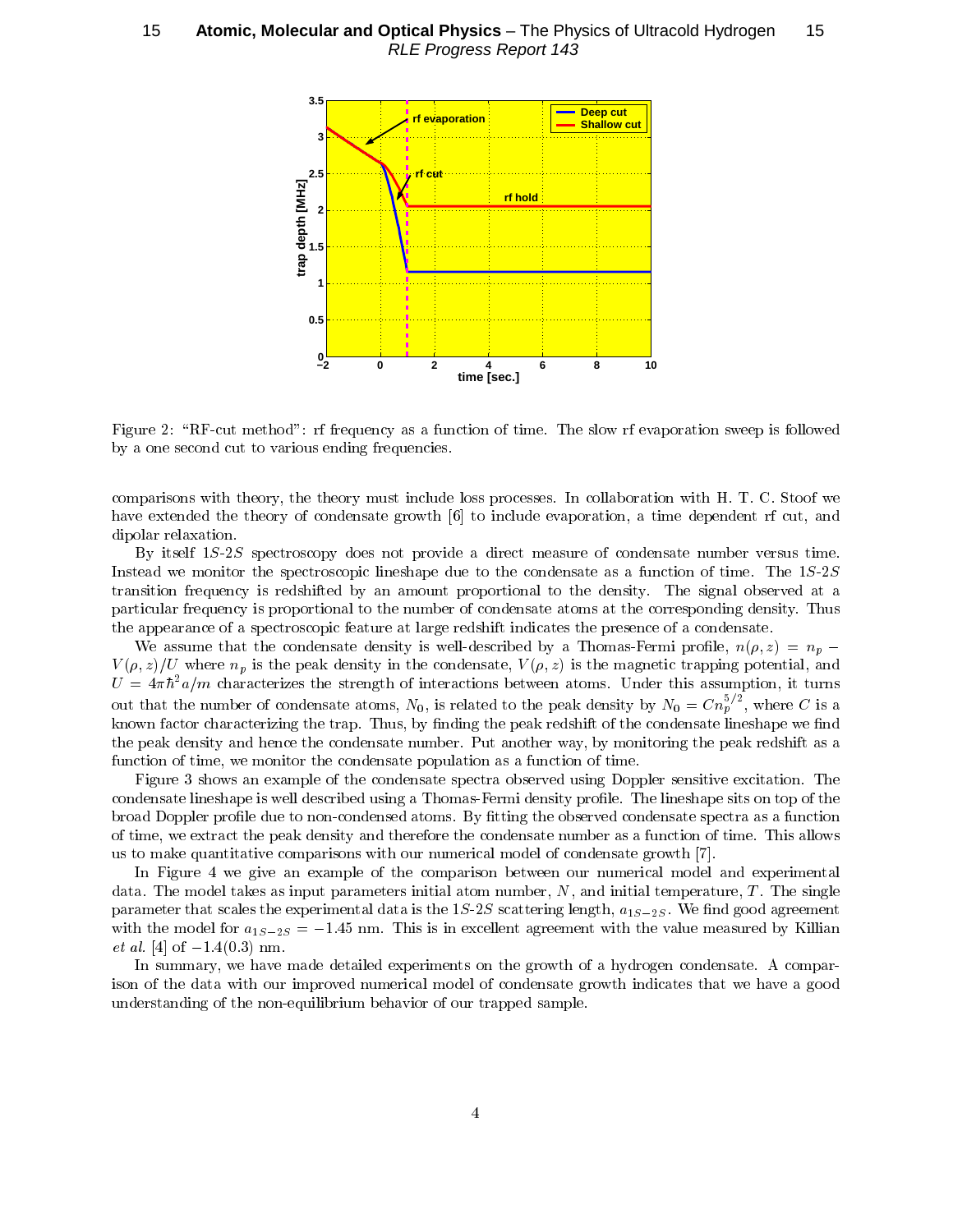Figure 2: "RF-cut method": rf frequency as a function of time. The slow rf evaporation sweep is followed by a one second cut to various ending frequencies.

comparisons with theory, the theory must include loss processes. In collaboration with H. T. C. Stoof we have extended the theory of condensate growth [6] to include evaporation, a time dependent rf cut, and dipolar relaxation.

By itself $1S$-$2S$ spectroscopy does not provide a direct measure of condensate number versus time. Instead we monitor the spectroscopic lineshape due to the condensate as a function of time. The $1S$-$2S$ transition frequency is redshifted by an amount proportional to the density. The signal observed at a particular frequency is proportional to the number of condensate atoms at the corresponding density. Thus the appearance of a spectroscopic feature at large redshift indicates the presence of a condensate.

We assume that the condensate density is well-described by a Thomas-Fermi profile, $n(\rho, z) = n_p - V(\rho, z)/U$ where $n_p$ is the peak density in the condensate, $V(\rho, z)$ is the magnetic trapping potential, and $U = 4\pi\hbar^2 a/m$ characterizes the strength of interactions between atoms. Under this assumption, it turns out that the number of condensate atoms, $N_0$, is related to the peak density by $N_0 = C n_p^{5/2}$, where $C$ is a known factor characterizing the trap. Thus, by finding the peak redshift of the condensate lineshape we find the peak density and hence the condensate number. Put another way, by monitoring the peak redshift as a function of time, we monitor the condensate population as a function of time.

Figure 3 shows an example of the condensate spectra observed using Doppler sensitive excitation. The condensate lineshape is well described using a Thomas-Fermi density profile. The lineshape sits on top of the broad Doppler profile due to non-condensed atoms. By fitting the observed condensate spectra as a function of time, we extract the peak density and therefore the condensate number as a function of time. This allows us to make quantitative comparisons with our numerical model of condensate growth [7].

In Figure 4 we give an example of the comparison between our numerical model and experimental data. The model takes as input parameters initial atom number, $N$, and initial temperature, $T$. The single parameter that scales the experimental data is the $1S$-$2S$ scattering length, $a_{1S-2S}$. We find good agreement with the model for $a_{1S-2S} = -1.45$ nm. This is in excellent agreement with the value measured by Killian *et al.* [4] of $-1.4(0.3)$ nm.

In summary, we have made detailed experiments on the growth of a hydrogen condensate. A comparison of the data with our improved numerical model of condensate growth indicates that we have a good understanding of the non-equilibrium behavior of our trapped sample.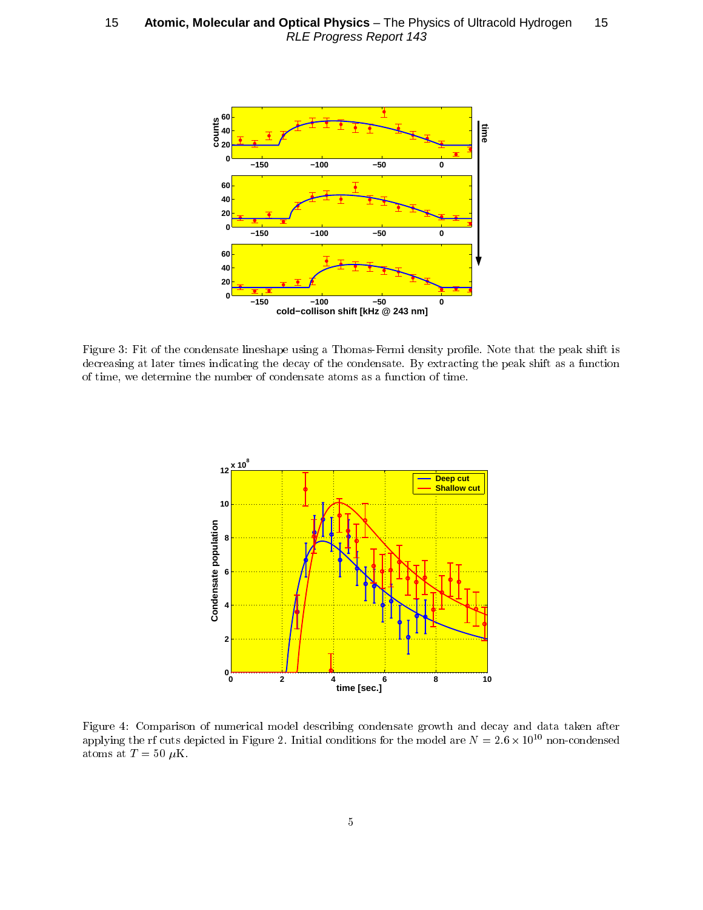Figure 3: Fit of the condensate lineshape using a Thomas-Fermi density profile. Note that the peak shift is decreasing at later times indicating the decay of the condensate. By extracting the peak shift as a function of time, we determine the number of condensate atoms as a function of time.

Figure 4: Comparison of numerical model describing condensate growth and decay and data taken after applying the rf cuts depicted in Figure 2. Initial conditions for the model are $N = 2.6 \times 10^{10}$ non-condensed atoms at $T = 50\ \mu$K.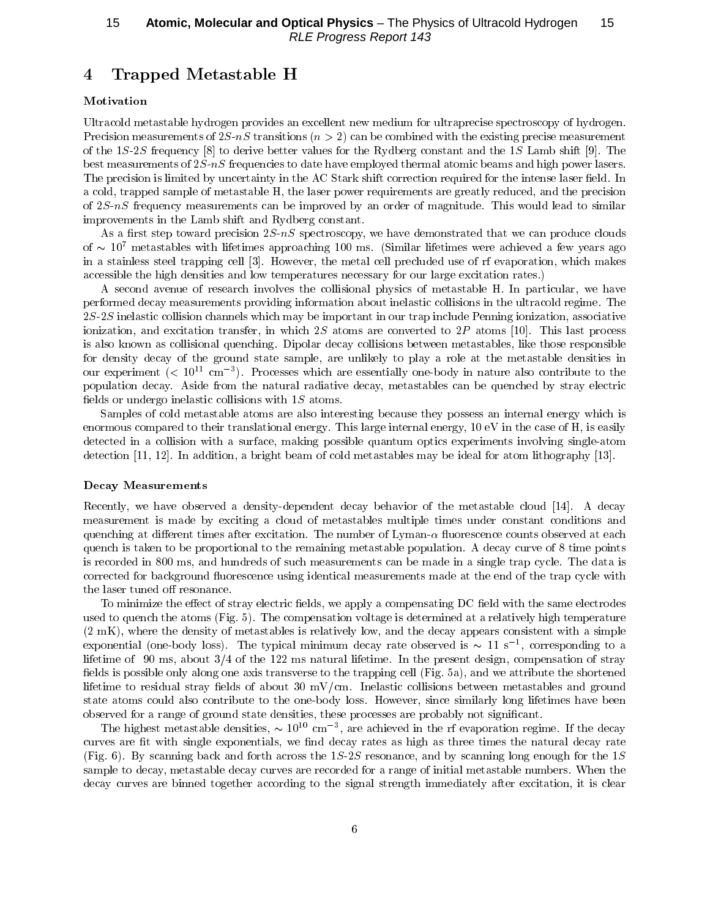# 4 Trapped Metastable H

### Motivation

Ultracold metastable hydrogen provides an excellent new medium for ultraprecise spectroscopy of hydrogen. Precision measurements of $2S$-$nS$ transitions ($n > 2$) can be combined with the existing precise measurement of the $1S$-$2S$ frequency [8] to derive better values for the Rydberg constant and the $1S$ Lamb shift [9]. The best measurements of $2S$-$nS$ frequencies to date have employed thermal atomic beams and high power lasers. The precision is limited by uncertainty in the AC Stark shift correction required for the intense laser field. In a cold, trapped sample of metastable H, the laser power requirements are greatly reduced, and the precision of $2S$-$nS$ frequency measurements can be improved by an order of magnitude. This would lead to similar improvements in the Lamb shift and Rydberg constant.

As a first step toward precision $2S$-$nS$ spectroscopy, we have demonstrated that we can produce clouds of $\sim 10^7$ metastables with lifetimes approaching 100 ms. (Similar lifetimes were achieved a few years ago in a stainless steel trapping cell [3]. However, the metal cell precluded use of rf evaporation, which makes accessible the high densities and low temperatures necessary for our large excitation rates.)

A second avenue of research involves the collisional physics of metastable H. In particular, we have performed decay measurements providing information about inelastic collisions in the ultracold regime. The $2S$-$2S$ inelastic collision channels which may be important in our trap include Penning ionization, associative ionization, and excitation transfer, in which $2S$ atoms are converted to $2P$ atoms [10]. This last process is also known as collisional quenching. Dipolar decay collisions between metastables, like those responsible for density decay of the ground state sample, are unlikely to play a role at the metastable densities in our experiment ($< 10^{11}$ cm$^{-3}$). Processes which are essentially one-body in nature also contribute to the population decay. Aside from the natural radiative decay, metastables can be quenched by stray electric fields or undergo inelastic collisions with $1S$ atoms.

Samples of cold metastable atoms are also interesting because they possess an internal energy which is enormous compared to their translational energy. This large internal energy, 10 eV in the case of H, is easily detected in a collision with a surface, making possible quantum optics experiments involving single-atom detection [11, 12]. In addition, a bright beam of cold metastables may be ideal for atom lithography [13].

### Decay Measurements

Recently, we have observed a density-dependent decay behavior of the metastable cloud [14]. A decay measurement is made by exciting a cloud of metastables multiple times under constant conditions and quenching at different times after excitation. The number of Lyman-$\alpha$ fluorescence counts observed at each quench is taken to be proportional to the remaining metastable population. A decay curve of 8 time points is recorded in 800 ms, and hundreds of such measurements can be made in a single trap cycle. The data is corrected for background fluorescence using identical measurements made at the end of the trap cycle with the laser tuned off resonance.

To minimize the effect of stray electric fields, we apply a compensating DC field with the same electrodes used to quench the atoms (Fig. 5). The compensation voltage is determined at a relatively high temperature (2 mK), where the density of metastables is relatively low, and the decay appears consistent with a simple exponential (one-body loss). The typical minimum decay rate observed is $\sim 11$ s$^{-1}$, corresponding to a lifetime of 90 ms, about 3/4 of the 122 ms natural lifetime. In the present design, compensation of stray fields is possible only along one axis transverse to the trapping cell (Fig. 5a), and we attribute the shortened lifetime to residual stray fields of about 30 mV/cm. Inelastic collisions between metastables and ground state atoms could also contribute to the one-body loss. However, since similarly long lifetimes have been observed for a range of ground state densities, these processes are probably not significant.

The highest metastable densities, $\sim 10^{10}$ cm$^{-3}$, are achieved in the rf evaporation regime. If the decay curves are fit with single exponentials, we find decay rates as high as three times the natural decay rate (Fig. 6). By scanning back and forth across the $1S$-$2S$ resonance, and by scanning long enough for the $1S$ sample to decay, metastable decay curves are recorded for a range of initial metastable numbers. When the decay curves are binned together according to the signal strength immediately after excitation, it is clear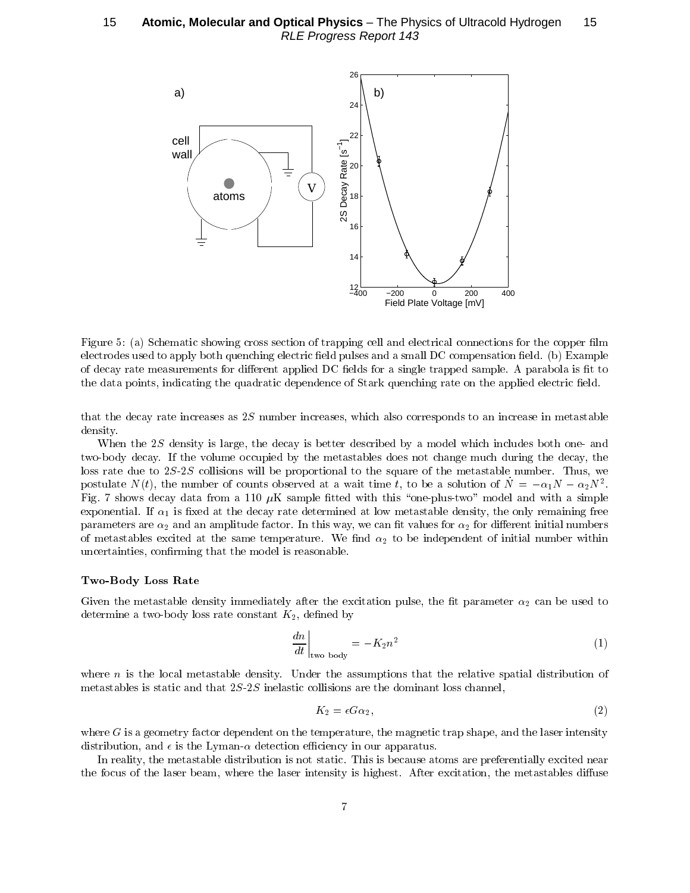Figure 5: (a) Schematic showing cross section of trapping cell and electrical connections for the copper film electrodes used to apply both quenching electric field pulses and a small DC compensation field. (b) Example of decay rate measurements for different applied DC fields for a single trapped sample. A parabola is fit to the data points, indicating the quadratic dependence of Stark quenching rate on the applied electric field.

that the decay rate increases as $2S$ number increases, which also corresponds to an increase in metastable density.

When the $2S$ density is large, the decay is better described by a model which includes both one- and two-body decay. If the volume occupied by the metastables does not change much during the decay, the loss rate due to $2S$-$2S$ collisions will be proportional to the square of the metastable number. Thus, we postulate $N(t)$, the number of counts observed at a wait time $t$, to be a solution of $\dot{N} = -\alpha_1 N - \alpha_2 N^2$. Fig. 7 shows decay data from a 110 $\mu$K sample fitted with this "one-plus-two" model and with a simple exponential. If $\alpha_1$ is fixed at the decay rate determined at low metastable density, the only remaining free parameters are $\alpha_2$ and an amplitude factor. In this way, we can fit values for $\alpha_2$ for different initial numbers of metastables excited at the same temperature. We find $\alpha_2$ to be independent of initial number within uncertainties, confirming that the model is reasonable.

### Two-Body Loss Rate

Given the metastable density immediately after the excitation pulse, the fit parameter $\alpha_2$ can be used to determine a two-body loss rate constant $K_2$, defined by

$$\left.\frac{dn}{dt}\right|_{\text{two body}} = -K_2 n^2 \tag{1}$$

where $n$ is the local metastable density. Under the assumptions that the relative spatial distribution of metastables is static and that $2S$-$2S$ inelastic collisions are the dominant loss channel,

$$K_2 = \epsilon G \alpha_2, \tag{2}$$

where $G$ is a geometry factor dependent on the temperature, the magnetic trap shape, and the laser intensity distribution, and $\epsilon$ is the Lyman-$\alpha$ detection efficiency in our apparatus.

In reality, the metastable distribution is not static. This is because atoms are preferentially excited near the focus of the laser beam, where the laser intensity is highest. After excitation, the metastables diffuse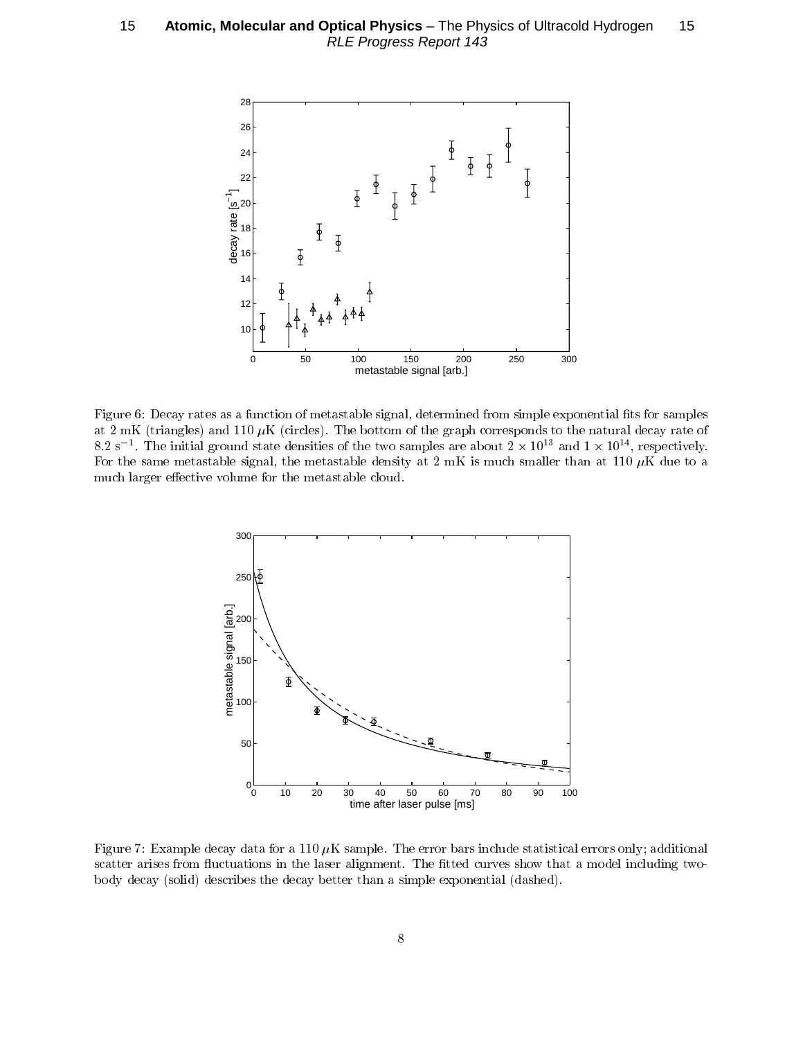Figure 6: Decay rates as a function of metastable signal, determined from simple exponential fits for samples at 2 mK (triangles) and 110 $\mu$K (circles). The bottom of the graph corresponds to the natural decay rate of 8.2 $s^{-1}$. The initial ground state densities of the two samples are about $2 \times 10^{13}$ and $1 \times 10^{14}$, respectively. For the same metastable signal, the metastable density at 2 mK is much smaller than at 110 $\mu$K due to a much larger effective volume for the metastable cloud.

Figure 7: Example decay data for a 110 $\mu$K sample. The error bars include statistical errors only; additional scatter arises from fluctuations in the laser alignment. The fitted curves show that a model including two-body decay (solid) describes the decay better than a simple exponential (dashed).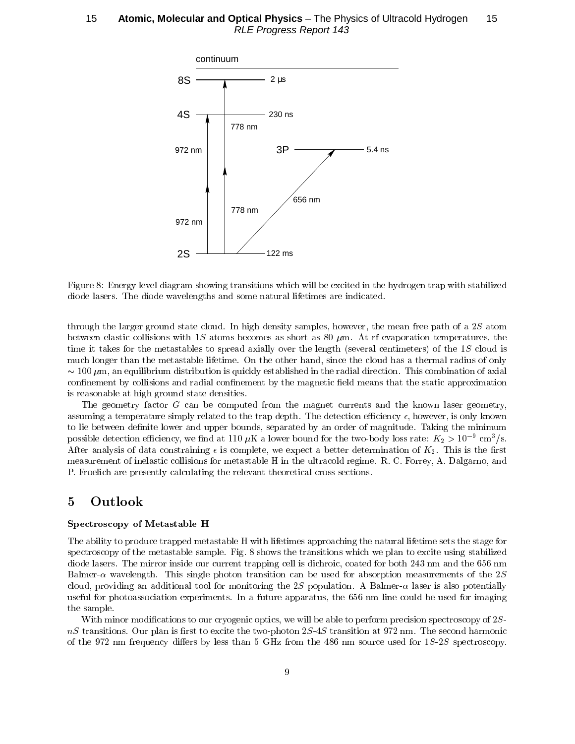Figure 8: Energy level diagram showing transitions which will be excited in the hydrogen trap with stabilized diode lasers. The diode wavelengths and some natural lifetimes are indicated.

through the larger ground state cloud. In high density samples, however, the mean free path of a $2S$ atom between elastic collisions with $1S$ atoms becomes as short as 80 $\mu$m. At rf evaporation temperatures, the time it takes for the metastables to spread axially over the length (several centimeters) of the $1S$ cloud is much longer than the metastable lifetime. On the other hand, since the cloud has a thermal radius of only $\sim 100\,\mu$m, an equilibrium distribution is quickly established in the radial direction. This combination of axial confinement by collisions and radial confinement by the magnetic field means that the static approximation is reasonable at high ground state densities.

The geometry factor $G$ can be computed from the magnet currents and the known laser geometry, assuming a temperature simply related to the trap depth. The detection efficiency $\epsilon$, however, is only known to lie between definite lower and upper bounds, separated by an order of magnitude. Taking the minimum possible detection efficiency, we find at 110 $\mu$K a lower bound for the two-body loss rate: $K_2 > 10^{-9}$ cm$^3$/s. After analysis of data constraining $\epsilon$ is complete, we expect a better determination of $K_2$. This is the first measurement of inelastic collisions for metastable H in the ultracold regime. R. C. Forrey, A. Dalgarno, and P. Froelich are presently calculating the relevant theoretical cross sections.

# 5 Outlook

**Spectroscopy of Metastable H**

The ability to produce trapped metastable H with lifetimes approaching the natural lifetime sets the stage for spectroscopy of the metastable sample. Fig. 8 shows the transitions which we plan to excite using stabilized diode lasers. The mirror inside our current trapping cell is dichroic, coated for both 243 nm and the 656 nm Balmer-$\alpha$ wavelength. This single photon transition can be used for absorption measurements of the $2S$ cloud, providing an additional tool for monitoring the $2S$ population. A Balmer-$\alpha$ laser is also potentially useful for photoassociation experiments. In a future apparatus, the 656 nm line could be used for imaging the sample.

With minor modifications to our cryogenic optics, we will be able to perform precision spectroscopy of $2S$-$nS$ transitions. Our plan is first to excite the two-photon $2S$-$4S$ transition at 972 nm. The second harmonic of the 972 nm frequency differs by less than 5 GHz from the 486 nm source used for $1S$-$2S$ spectroscopy.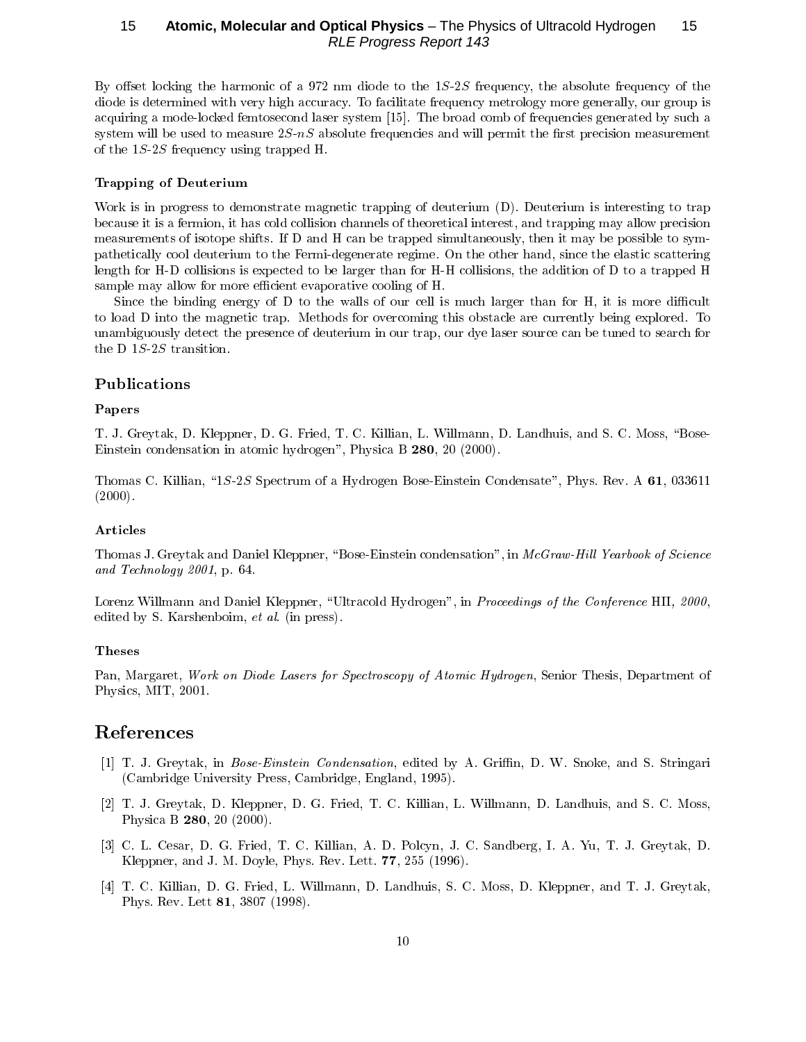By offset locking the harmonic of a 972 nm diode to the $1S$-$2S$ frequency, the absolute frequency of the diode is determined with very high accuracy. To facilitate frequency metrology more generally, our group is acquiring a mode-locked femtosecond laser system [15]. The broad comb of frequencies generated by such a system will be used to measure $2S$-$nS$ absolute frequencies and will permit the first precision measurement of the $1S$-$2S$ frequency using trapped H.

### Trapping of Deuterium

Work is in progress to demonstrate magnetic trapping of deuterium (D). Deuterium is interesting to trap because it is a fermion, it has cold collision channels of theoretical interest, and trapping may allow precision measurements of isotope shifts. If D and H can be trapped simultaneously, then it may be possible to sympathetically cool deuterium to the Fermi-degenerate regime. On the other hand, since the elastic scattering length for H-D collisions is expected to be larger than for H-H collisions, the addition of D to a trapped H sample may allow for more efficient evaporative cooling of H.

Since the binding energy of D to the walls of our cell is much larger than for H, it is more difficult to load D into the magnetic trap. Methods for overcoming this obstacle are currently being explored. To unambiguously detect the presence of deuterium in our trap, our dye laser source can be tuned to search for the D $1S$-$2S$ transition.

## Publications

### Papers

T. J. Greytak, D. Kleppner, D. G. Fried, T. C. Killian, L. Willmann, D. Landhuis, and S. C. Moss, "Bose-Einstein condensation in atomic hydrogen", Physica B **280**, 20 (2000).

Thomas C. Killian, "$1S$-$2S$ Spectrum of a Hydrogen Bose-Einstein Condensate", Phys. Rev. A **61**, 033611 (2000).

### Articles

Thomas J. Greytak and Daniel Kleppner, "Bose-Einstein condensation", in *McGraw-Hill Yearbook of Science and Technology 2001*, p. 64.

Lorenz Willmann and Daniel Kleppner, "Ultracold Hydrogen", in *Proceedings of the Conference* HII*, 2000*, edited by S. Karshenboim, *et al.* (in press).

### Theses

Pan, Margaret, *Work on Diode Lasers for Spectroscopy of Atomic Hydrogen*, Senior Thesis, Department of Physics, MIT, 2001.

# References

[1] T. J. Greytak, in *Bose-Einstein Condensation*, edited by A. Griffin, D. W. Snoke, and S. Stringari (Cambridge University Press, Cambridge, England, 1995).

[2] T. J. Greytak, D. Kleppner, D. G. Fried, T. C. Killian, L. Willmann, D. Landhuis, and S. C. Moss, Physica B **280**, 20 (2000).

[3] C. L. Cesar, D. G. Fried, T. C. Killian, A. D. Polcyn, J. C. Sandberg, I. A. Yu, T. J. Greytak, D. Kleppner, and J. M. Doyle, Phys. Rev. Lett. **77**, 255 (1996).

[4] T. C. Killian, D. G. Fried, L. Willmann, D. Landhuis, S. C. Moss, D. Kleppner, and T. J. Greytak, Phys. Rev. Lett **81**, 3807 (1998).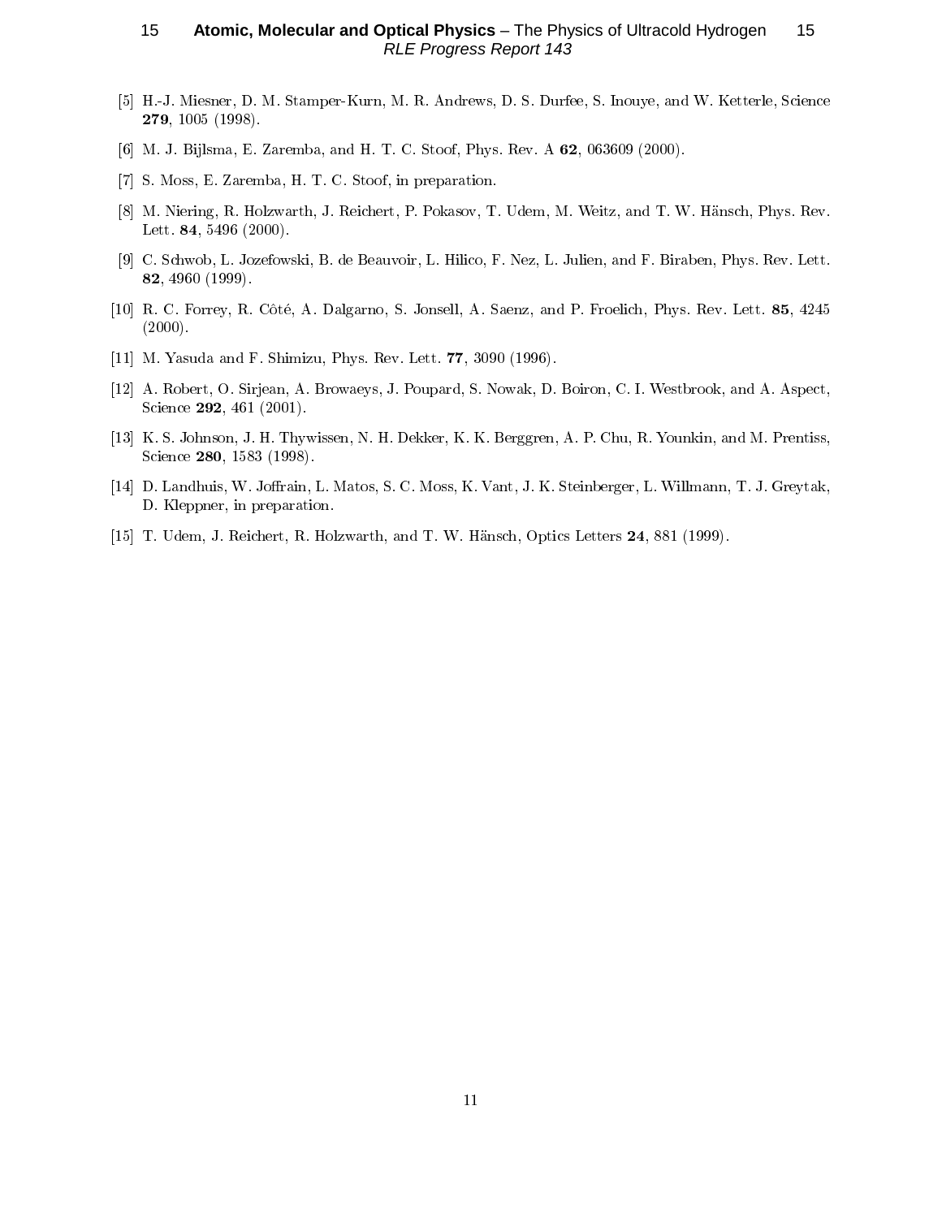[5] H.-J. Miesner, D. M. Stamper-Kurn, M. R. Andrews, D. S. Durfee, S. Inouye, and W. Ketterle, Science **279**, 1005 (1998).

[6] M. J. Bijlsma, E. Zaremba, and H. T. C. Stoof, Phys. Rev. A **62**, 063609 (2000).

[7] S. Moss, E. Zaremba, H. T. C. Stoof, in preparation.

[8] M. Niering, R. Holzwarth, J. Reichert, P. Pokasov, T. Udem, M. Weitz, and T. W. Hänsch, Phys. Rev. Lett. **84**, 5496 (2000).

[9] C. Schwob, L. Jozefowski, B. de Beauvoir, L. Hilico, F. Nez, L. Julien, and F. Biraben, Phys. Rev. Lett. **82**, 4960 (1999).

[10] R. C. Forrey, R. Côté, A. Dalgarno, S. Jonsell, A. Saenz, and P. Froelich, Phys. Rev. Lett. **85**, 4245 (2000).

[11] M. Yasuda and F. Shimizu, Phys. Rev. Lett. **77**, 3090 (1996).

[12] A. Robert, O. Sirjean, A. Browaeys, J. Poupard, S. Nowak, D. Boiron, C. I. Westbrook, and A. Aspect, Science **292**, 461 (2001).

[13] K. S. Johnson, J. H. Thywissen, N. H. Dekker, K. K. Berggren, A. P. Chu, R. Younkin, and M. Prentiss, Science **280**, 1583 (1998).

[14] D. Landhuis, W. Joffrain, L. Matos, S. C. Moss, K. Vant, J. K. Steinberger, L. Willmann, T. J. Greytak, D. Kleppner, in preparation.

[15] T. Udem, J. Reichert, R. Holzwarth, and T. W. Hänsch, Optics Letters **24**, 881 (1999).